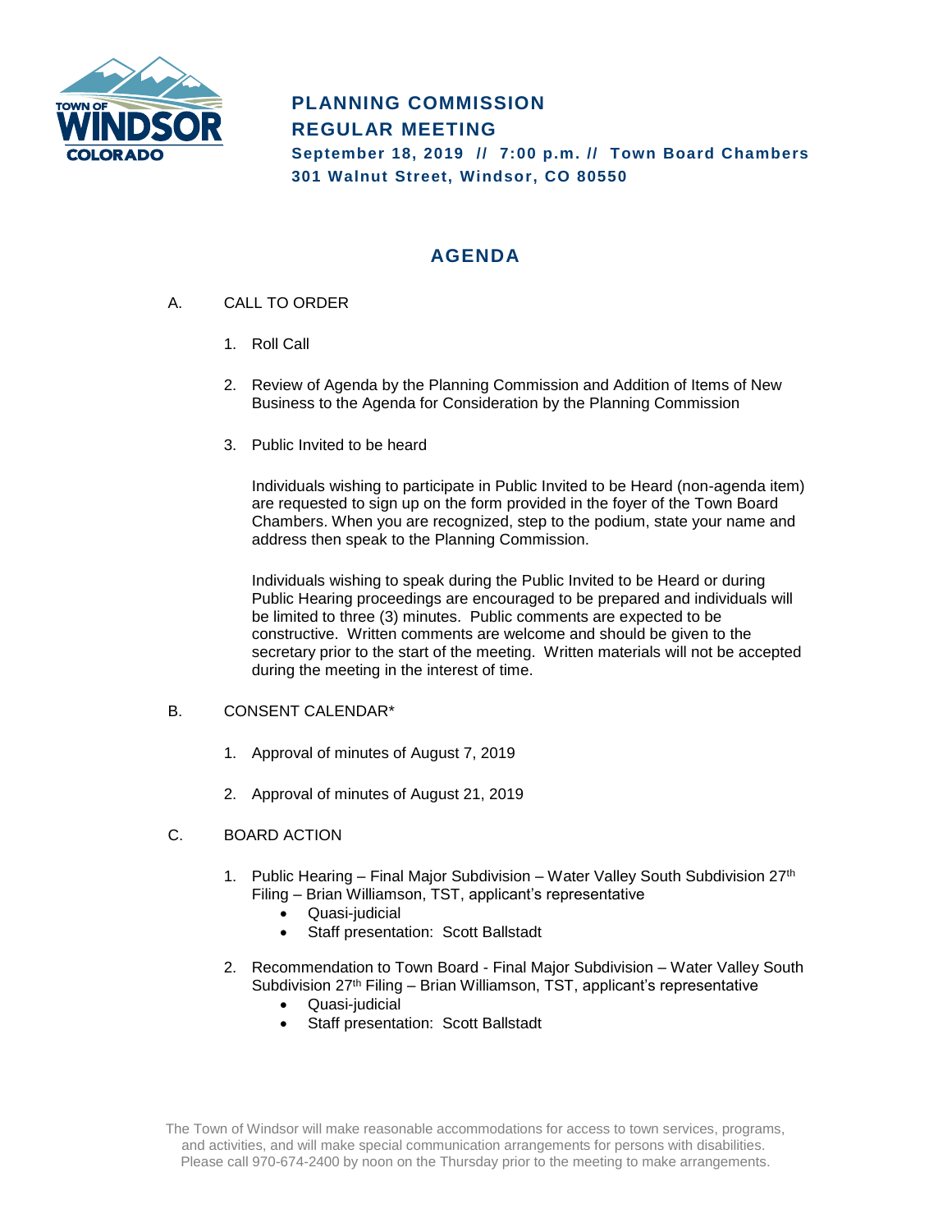# PLANNING COMMISSION REGULAR MEETING

**September 18, 2019 // 7:00 p.m. // Town Board Chambers**
**301 Walnut Street, Windsor, CO 80550**

## AGENDA

A. CALL TO ORDER

1. Roll Call

2. Review of Agenda by the Planning Commission and Addition of Items of New Business to the Agenda for Consideration by the Planning Commission

3. Public Invited to be heard

   Individuals wishing to participate in Public Invited to be Heard (non-agenda item) are requested to sign up on the form provided in the foyer of the Town Board Chambers. When you are recognized, step to the podium, state your name and address then speak to the Planning Commission.

   Individuals wishing to speak during the Public Invited to be Heard or during Public Hearing proceedings are encouraged to be prepared and individuals will be limited to three (3) minutes. Public comments are expected to be constructive. Written comments are welcome and should be given to the secretary prior to the start of the meeting. Written materials will not be accepted during the meeting in the interest of time.

B. CONSENT CALENDAR*

1. Approval of minutes of August 7, 2019

2. Approval of minutes of August 21, 2019

C. BOARD ACTION

1. Public Hearing – Final Major Subdivision – Water Valley South Subdivision 27th Filing – Brian Williamson, TST, applicant's representative
   - Quasi-judicial
   - Staff presentation: Scott Ballstadt

2. Recommendation to Town Board - Final Major Subdivision – Water Valley South Subdivision 27th Filing – Brian Williamson, TST, applicant's representative
   - Quasi-judicial
   - Staff presentation: Scott Ballstadt

The Town of Windsor will make reasonable accommodations for access to town services, programs, and activities, and will make special communication arrangements for persons with disabilities. Please call 970-674-2400 by noon on the Thursday prior to the meeting to make arrangements.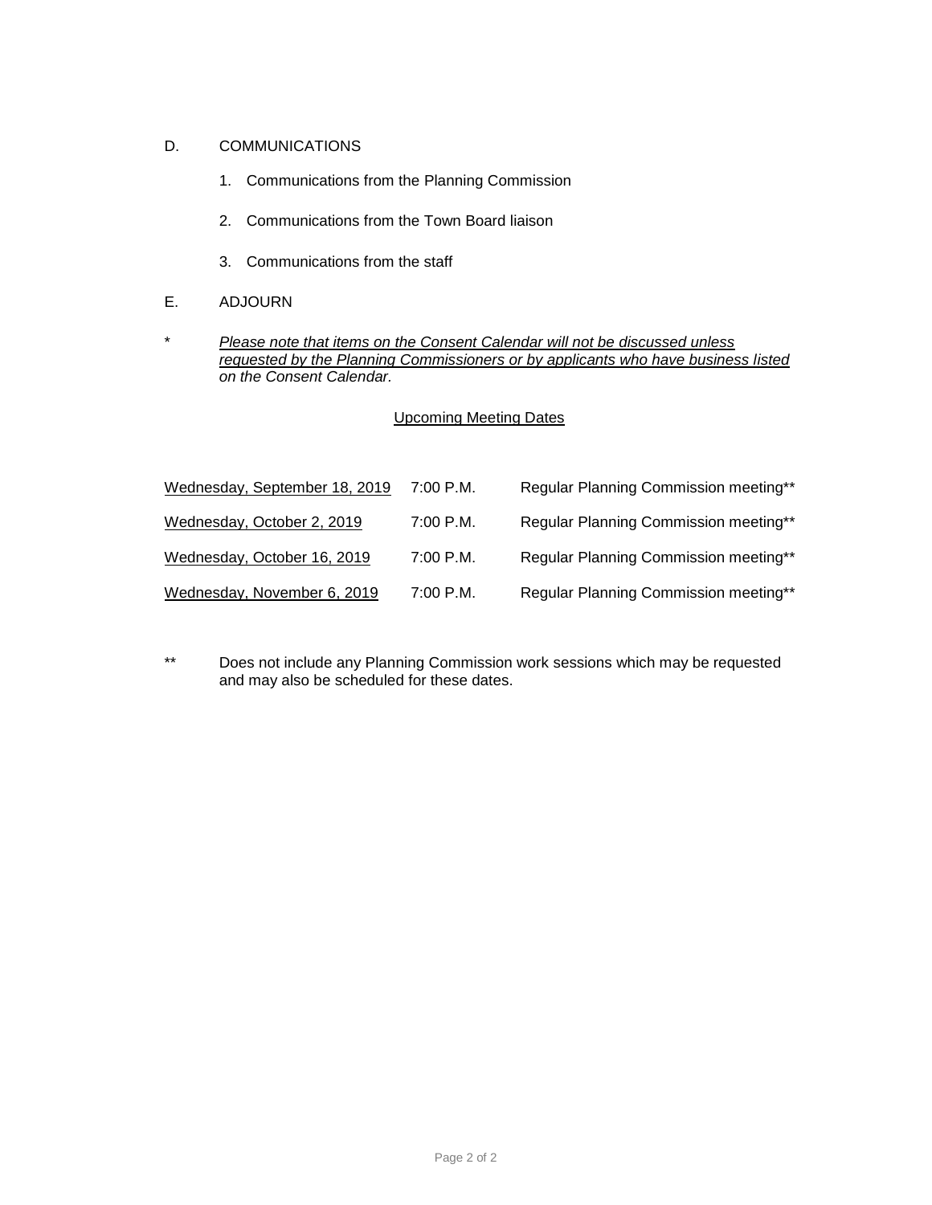D. COMMUNICATIONS

1. Communications from the Planning Commission

2. Communications from the Town Board liaison

3. Communications from the staff

E. ADJOURN

\* *Please note that items on the Consent Calendar will not be discussed unless requested by the Planning Commissioners or by applicants who have business listed on the Consent Calendar.*

Upcoming Meeting Dates

| | | |
|---|---|---|
| Wednesday, September 18, 2019 | 7:00 P.M. | Regular Planning Commission meeting** |
| Wednesday, October 2, 2019 | 7:00 P.M. | Regular Planning Commission meeting** |
| Wednesday, October 16, 2019 | 7:00 P.M. | Regular Planning Commission meeting** |
| Wednesday, November 6, 2019 | 7:00 P.M. | Regular Planning Commission meeting** |

** Does not include any Planning Commission work sessions which may be requested and may also be scheduled for these dates.